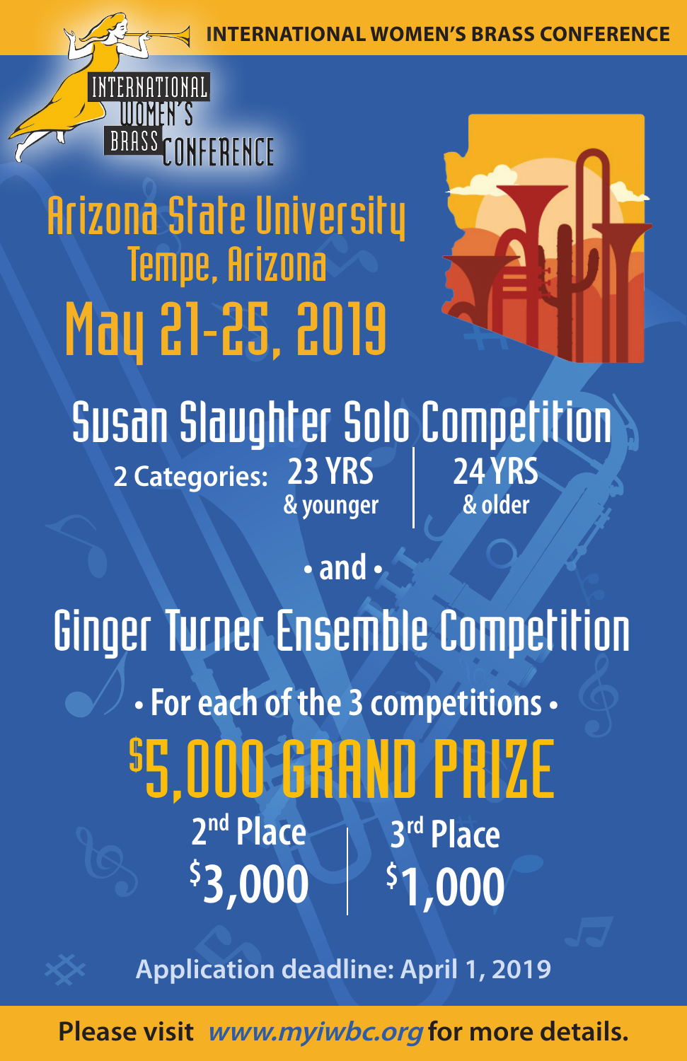INTERNATIONAL WOMEN'S BRASS CONFERENCE

International Women's Brass Conference

# Arizona State University

## Tempe, Arizona

# May 21-25, 2019

# Susan Slaughter Solo Competition

**2 Categories:** **23 YRS & younger** | **24 YRS & older**

**• and •**

# Ginger Turner Ensemble Competition

**• For each of the 3 competitions •**

# $5,000 GRAND PRIZE

**2nd Place $3,000** | **3rd Place $1,000**

**Application deadline: April 1, 2019**

**Please visit *www.myiwbc.org* for more details.**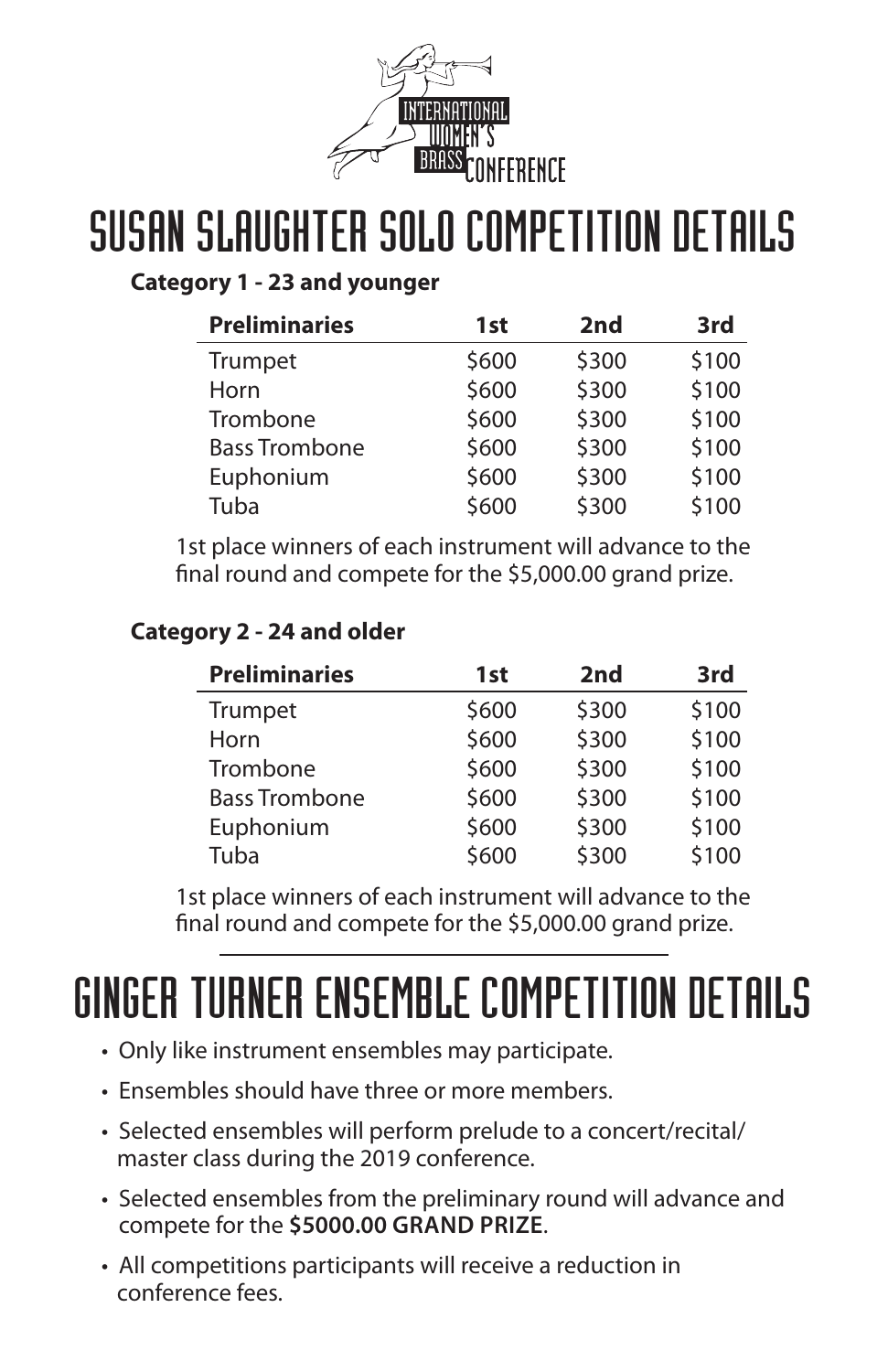INTERNATIONAL WOMEN'S BRASS CONFERENCE

# SUSAN SLAUGHTER SOLO COMPETITION DETAILS

**Category 1 - 23 and younger**

| Preliminaries | 1st | 2nd | 3rd |
|---|---|---|---|
| Trumpet | $600 | $300 | $100 |
| Horn | $600 | $300 | $100 |
| Trombone | $600 | $300 | $100 |
| Bass Trombone | $600 | $300 | $100 |
| Euphonium | $600 | $300 | $100 |
| Tuba | $600 | $300 | $100 |

1st place winners of each instrument will advance to the final round and compete for the $5,000.00 grand prize.

**Category 2 - 24 and older**

| Preliminaries | 1st | 2nd | 3rd |
|---|---|---|---|
| Trumpet | $600 | $300 | $100 |
| Horn | $600 | $300 | $100 |
| Trombone | $600 | $300 | $100 |
| Bass Trombone | $600 | $300 | $100 |
| Euphonium | $600 | $300 | $100 |
| Tuba | $600 | $300 | $100 |

1st place winners of each instrument will advance to the final round and compete for the $5,000.00 grand prize.

# GINGER TURNER ENSEMBLE COMPETITION DETAILS

- Only like instrument ensembles may participate.
- Ensembles should have three or more members.
- Selected ensembles will perform prelude to a concert/recital/ master class during the 2019 conference.
- Selected ensembles from the preliminary round will advance and compete for the **$5000.00 GRAND PRIZE**.
- All competitions participants will receive a reduction in conference fees.